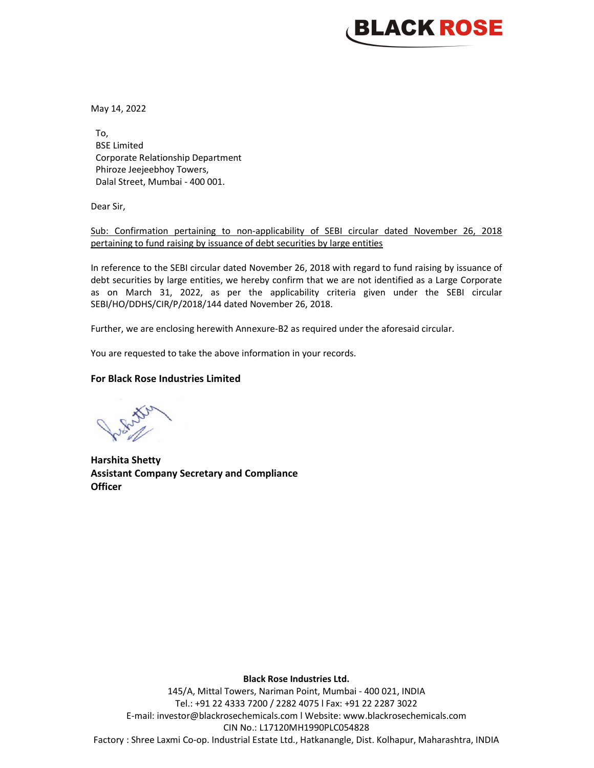**BLACK ROSE**

May 14, 2022

To,
BSE Limited
Corporate Relationship Department
Phiroze Jeejeebhoy Towers,
Dalal Street, Mumbai - 400 001.

Dear Sir,

Sub: Confirmation pertaining to non-applicability of SEBI circular dated November 26, 2018 pertaining to fund raising by issuance of debt securities by large entities

In reference to the SEBI circular dated November 26, 2018 with regard to fund raising by issuance of debt securities by large entities, we hereby confirm that we are not identified as a Large Corporate as on March 31, 2022, as per the applicability criteria given under the SEBI circular SEBI/HO/DDHS/CIR/P/2018/144 dated November 26, 2018.

Further, we are enclosing herewith Annexure-B2 as required under the aforesaid circular.

You are requested to take the above information in your records.

**For Black Rose Industries Limited**

**Harshita Shetty**
**Assistant Company Secretary and Compliance Officer**

**Black Rose Industries Ltd.**
145/A, Mittal Towers, Nariman Point, Mumbai - 400 021, INDIA
Tel.: +91 22 4333 7200 / 2282 4075 l Fax: +91 22 2287 3022
E-mail: investor@blackrosechemicals.com l Website: www.blackrosechemicals.com
CIN No.: L17120MH1990PLC054828
Factory : Shree Laxmi Co-op. Industrial Estate Ltd., Hatkanangle, Dist. Kolhapur, Maharashtra, INDIA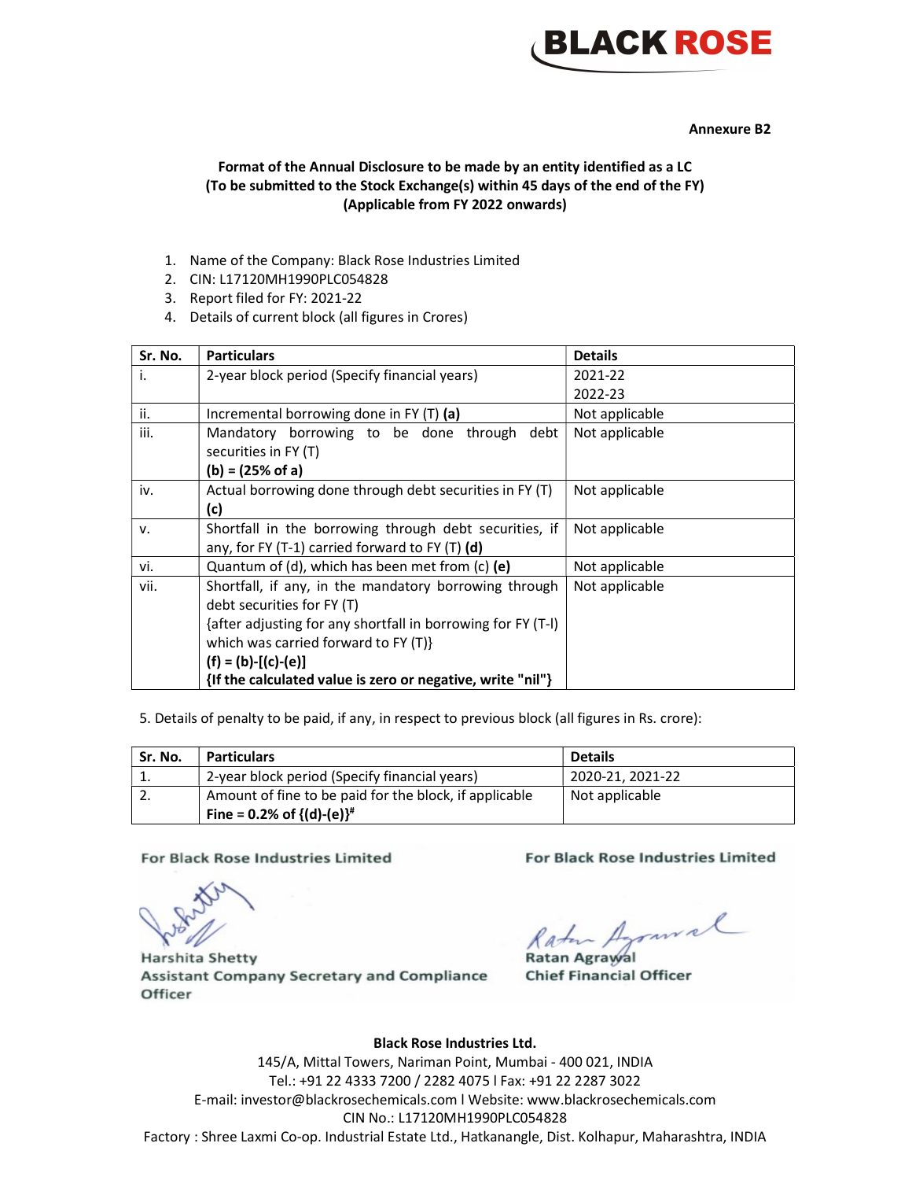**Annexure B2**

**Format of the Annual Disclosure to be made by an entity identified as a LC**
**(To be submitted to the Stock Exchange(s) within 45 days of the end of the FY)**
**(Applicable from FY 2022 onwards)**

1. Name of the Company: Black Rose Industries Limited
2. CIN: L17120MH1990PLC054828
3. Report filed for FY: 2021-22
4. Details of current block (all figures in Crores)

| Sr. No. | Particulars | Details |
|---|---|---|
| i. | 2-year block period (Specify financial years) | 2021-22<br>2022-23 |
| ii. | Incremental borrowing done in FY (T) **(a)** | Not applicable |
| iii. | Mandatory borrowing to be done through debt securities in FY (T)<br>**(b) = (25% of a)** | Not applicable |
| iv. | Actual borrowing done through debt securities in FY (T) **(c)** | Not applicable |
| v. | Shortfall in the borrowing through debt securities, if any, for FY (T-1) carried forward to FY (T) **(d)** | Not applicable |
| vi. | Quantum of (d), which has been met from (c) **(e)** | Not applicable |
| vii. | Shortfall, if any, in the mandatory borrowing through debt securities for FY (T)<br>{after adjusting for any shortfall in borrowing for FY (T-l) which was carried forward to FY (T)}<br>**(f) = (b)-[(c)-(e)]**<br>**{If the calculated value is zero or negative, write "nil"}** | Not applicable |

5. Details of penalty to be paid, if any, in respect to previous block (all figures in Rs. crore):

| Sr. No. | Particulars | Details |
|---|---|---|
| 1. | 2-year block period (Specify financial years) | 2020-21, 2021-22 |
| 2. | Amount of fine to be paid for the block, if applicable<br>**Fine = 0.2% of {(d)-(e)}#** | Not applicable |

For Black Rose Industries Limited

Harshita Shetty
Assistant Company Secretary and Compliance Officer

For Black Rose Industries Limited

Ratan Agrawal
Chief Financial Officer

**Black Rose Industries Ltd.**
145/A, Mittal Towers, Nariman Point, Mumbai - 400 021, INDIA
Tel.: +91 22 4333 7200 / 2282 4075 I Fax: +91 22 2287 3022
E-mail: investor@blackrosechemicals.com I Website: www.blackrosechemicals.com
CIN No.: L17120MH1990PLC054828
Factory : Shree Laxmi Co-op. Industrial Estate Ltd., Hatkanangle, Dist. Kolhapur, Maharashtra, INDIA